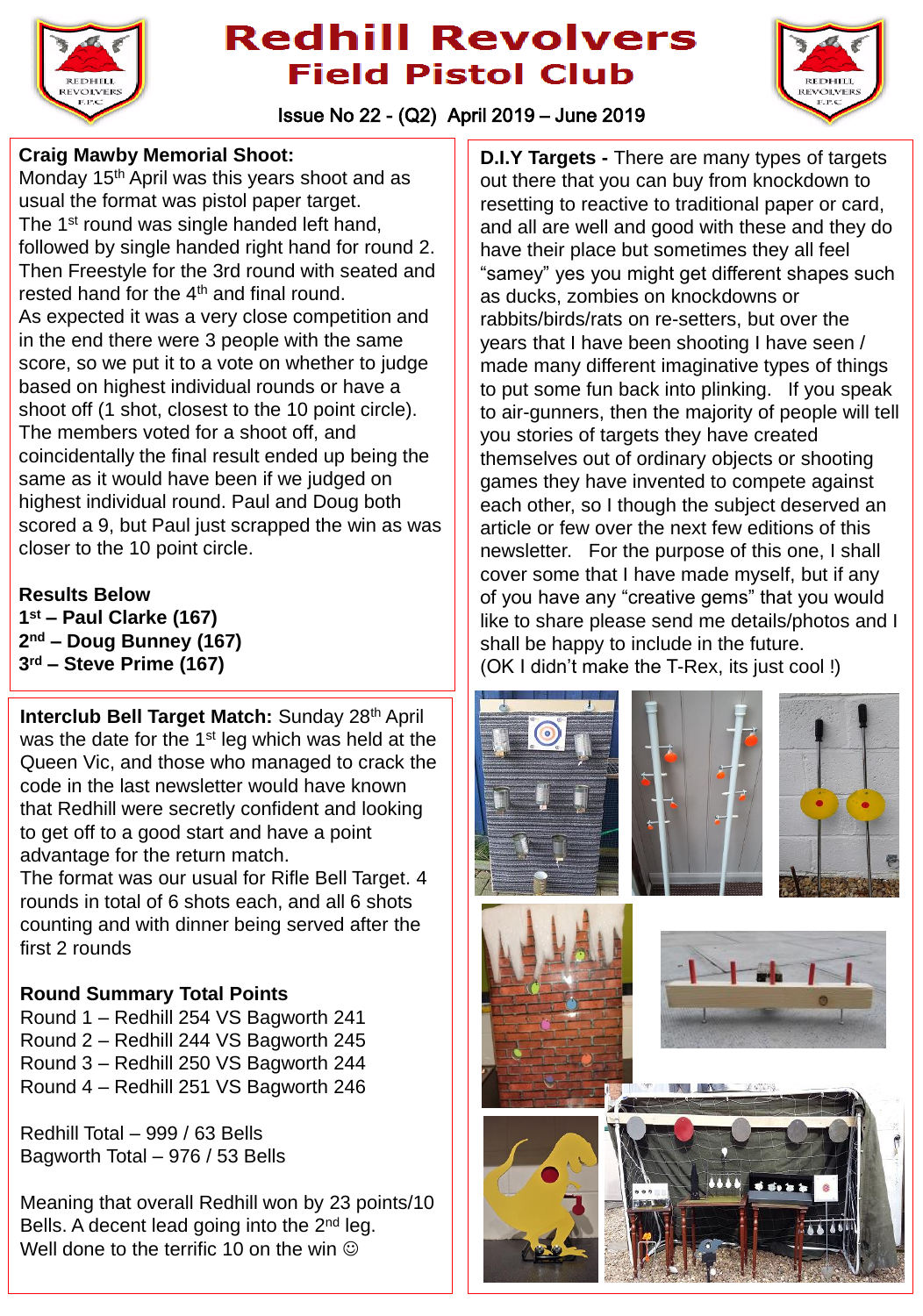# Redhill Revolvers
## Field Pistol Club

Issue No 22 - (Q2) April 2019 – June 2019

**Craig Mawby Memorial Shoot:**
Monday 15th April was this years shoot and as usual the format was pistol paper target.
The 1st round was single handed left hand, followed by single handed right hand for round 2. Then Freestyle for the 3rd round with seated and rested hand for the 4th and final round.
As expected it was a very close competition and in the end there were 3 people with the same score, so we put it to a vote on whether to judge based on highest individual rounds or have a shoot off (1 shot, closest to the 10 point circle). The members voted for a shoot off, and coincidentally the final result ended up being the same as it would have been if we judged on highest individual round. Paul and Doug both scored a 9, but Paul just scrapped the win as was closer to the 10 point circle.

**Results Below**
**1st – Paul Clarke (167)**
**2nd – Doug Bunney (167)**
**3rd – Steve Prime (167)**

**Interclub Bell Target Match:** Sunday 28th April was the date for the 1st leg which was held at the Queen Vic, and those who managed to crack the code in the last newsletter would have known that Redhill were secretly confident and looking to get off to a good start and have a point advantage for the return match.
The format was our usual for Rifle Bell Target. 4 rounds in total of 6 shots each, and all 6 shots counting and with dinner being served after the first 2 rounds

**Round Summary Total Points**
Round 1 – Redhill 254 VS Bagworth 241
Round 2 – Redhill 244 VS Bagworth 245
Round 3 – Redhill 250 VS Bagworth 244
Round 4 – Redhill 251 VS Bagworth 246

Redhill Total – 999 / 63 Bells
Bagworth Total – 976 / 53 Bells

Meaning that overall Redhill won by 23 points/10 Bells. A decent lead going into the 2nd leg.
Well done to the terrific 10 on the win ☺

**D.I.Y Targets -** There are many types of targets out there that you can buy from knockdown to resetting to reactive to traditional paper or card, and all are well and good with these and they do have their place but sometimes they all feel "samey" yes you might get different shapes such as ducks, zombies on knockdowns or rabbits/birds/rats on re-setters, but over the years that I have been shooting I have seen / made many different imaginative types of things to put some fun back into plinking. If you speak to air-gunners, then the majority of people will tell you stories of targets they have created themselves out of ordinary objects or shooting games they have invented to compete against each other, so I though the subject deserved an article or few over the next few editions of this newsletter. For the purpose of this one, I shall cover some that I have made myself, but if any of you have any "creative gems" that you would like to share please send me details/photos and I shall be happy to include in the future.
(OK I didn't make the T-Rex, its just cool !)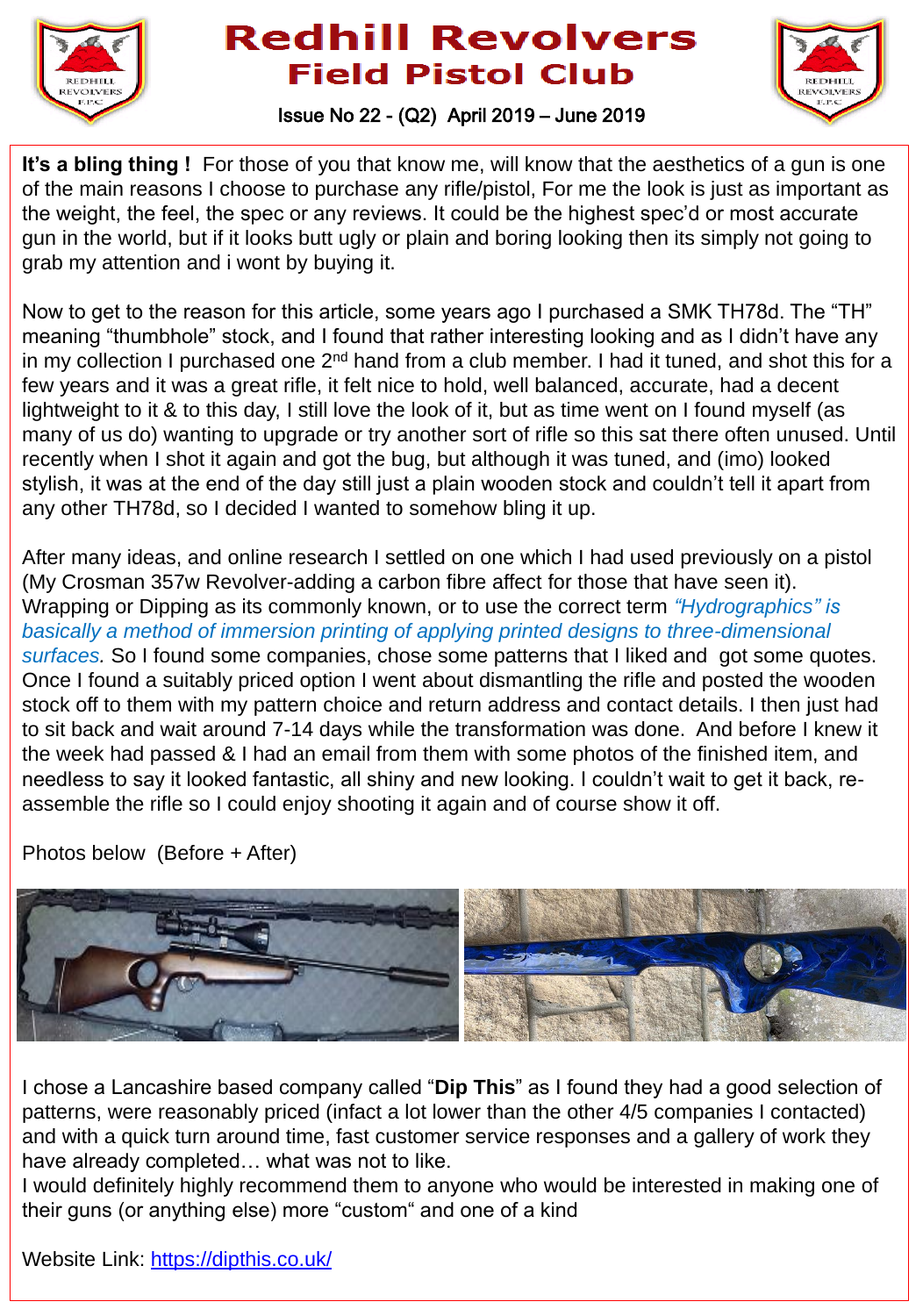# Redhill Revolvers
## Field Pistol Club

Issue No 22 - (Q2) April 2019 – June 2019

**It's a bling thing !** For those of you that know me, will know that the aesthetics of a gun is one of the main reasons I choose to purchase any rifle/pistol, For me the look is just as important as the weight, the feel, the spec or any reviews. It could be the highest spec'd or most accurate gun in the world, but if it looks butt ugly or plain and boring looking then its simply not going to grab my attention and i wont by buying it.

Now to get to the reason for this article, some years ago I purchased a SMK TH78d. The "TH" meaning "thumbhole" stock, and I found that rather interesting looking and as I didn't have any in my collection I purchased one 2nd hand from a club member. I had it tuned, and shot this for a few years and it was a great rifle, it felt nice to hold, well balanced, accurate, had a decent lightweight to it & to this day, I still love the look of it, but as time went on I found myself (as many of us do) wanting to upgrade or try another sort of rifle so this sat there often unused. Until recently when I shot it again and got the bug, but although it was tuned, and (imo) looked stylish, it was at the end of the day still just a plain wooden stock and couldn't tell it apart from any other TH78d, so I decided I wanted to somehow bling it up.

After many ideas, and online research I settled on one which I had used previously on a pistol (My Crosman 357w Revolver-adding a carbon fibre affect for those that have seen it). Wrapping or Dipping as its commonly known, or to use the correct term *"Hydrographics" is basically a method of immersion printing of applying printed designs to three-dimensional surfaces.* So I found some companies, chose some patterns that I liked and got some quotes. Once I found a suitably priced option I went about dismantling the rifle and posted the wooden stock off to them with my pattern choice and return address and contact details. I then just had to sit back and wait around 7-14 days while the transformation was done. And before I knew it the week had passed & I had an email from them with some photos of the finished item, and needless to say it looked fantastic, all shiny and new looking. I couldn't wait to get it back, re-assemble the rifle so I could enjoy shooting it again and of course show it off.

Photos below (Before + After)

I chose a Lancashire based company called "**Dip This**" as I found they had a good selection of patterns, were reasonably priced (infact a lot lower than the other 4/5 companies I contacted) and with a quick turn around time, fast customer service responses and a gallery of work they have already completed… what was not to like.

I would definitely highly recommend them to anyone who would be interested in making one of their guns (or anything else) more "custom" and one of a kind

Website Link: https://dipthis.co.uk/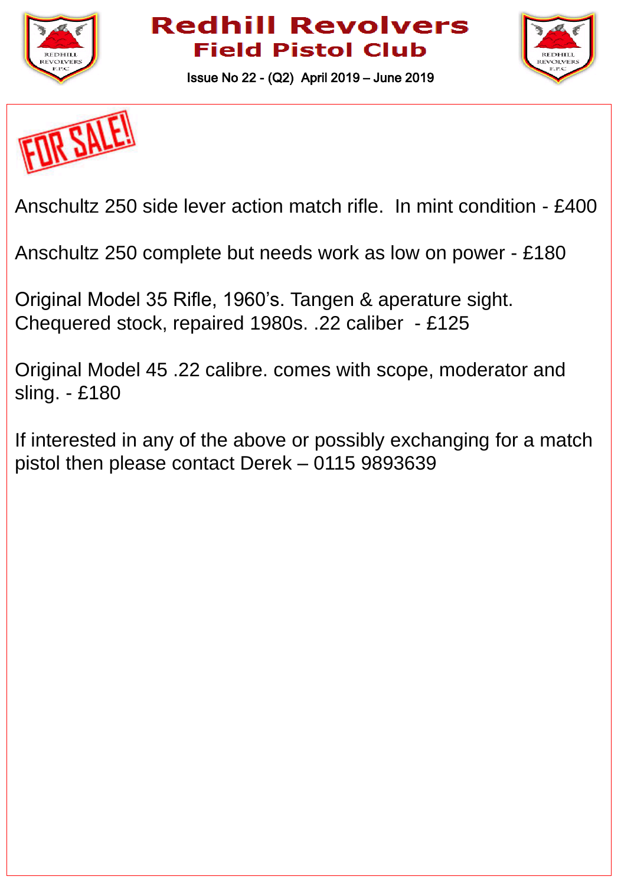# FOR SALE!

Anschultz 250 side lever action match rifle. In mint condition - £400

Anschultz 250 complete but needs work as low on power - £180

Original Model 35 Rifle, 1960's. Tangen & aperature sight. Chequered stock, repaired 1980s. .22 caliber - £125

Original Model 45 .22 calibre. comes with scope, moderator and sling. - £180

If interested in any of the above or possibly exchanging for a match pistol then please contact Derek – 0115 9893639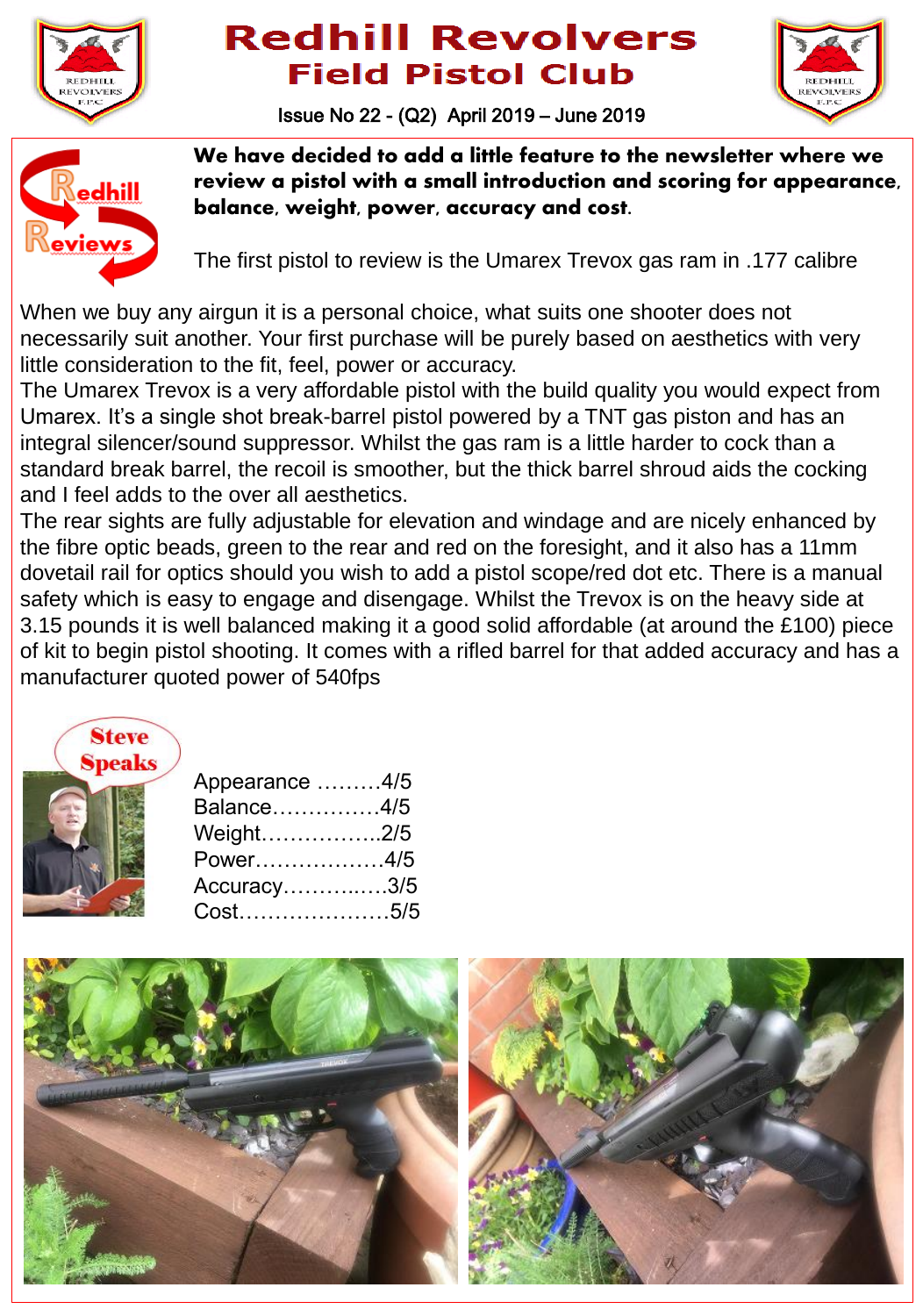# Redhill Revolvers
## Field Pistol Club

Issue No 22 - (Q2) April 2019 – June 2019

Redhill Reviews

**We have decided to add a little feature to the newsletter where we review a pistol with a small introduction and scoring for appearance, balance, weight, power, accuracy and cost.**

The first pistol to review is the Umarex Trevox gas ram in .177 calibre

When we buy any airgun it is a personal choice, what suits one shooter does not necessarily suit another. Your first purchase will be purely based on aesthetics with very little consideration to the fit, feel, power or accuracy.
The Umarex Trevox is a very affordable pistol with the build quality you would expect from Umarex. It's a single shot break-barrel pistol powered by a TNT gas piston and has an integral silencer/sound suppressor. Whilst the gas ram is a little harder to cock than a standard break barrel, the recoil is smoother, but the thick barrel shroud aids the cocking and I feel adds to the over all aesthetics.
The rear sights are fully adjustable for elevation and windage and are nicely enhanced by the fibre optic beads, green to the rear and red on the foresight, and it also has a 11mm dovetail rail for optics should you wish to add a pistol scope/red dot etc. There is a manual safety which is easy to engage and disengage. Whilst the Trevox is on the heavy side at 3.15 pounds it is well balanced making it a good solid affordable (at around the £100) piece of kit to begin pistol shooting. It comes with a rifled barrel for that added accuracy and has a manufacturer quoted power of 540fps

Steve Speaks

Appearance ………4/5
Balance……………4/5
Weight……………..2/5
Power………………4/5
Accuracy………..….3/5
Cost…………………5/5